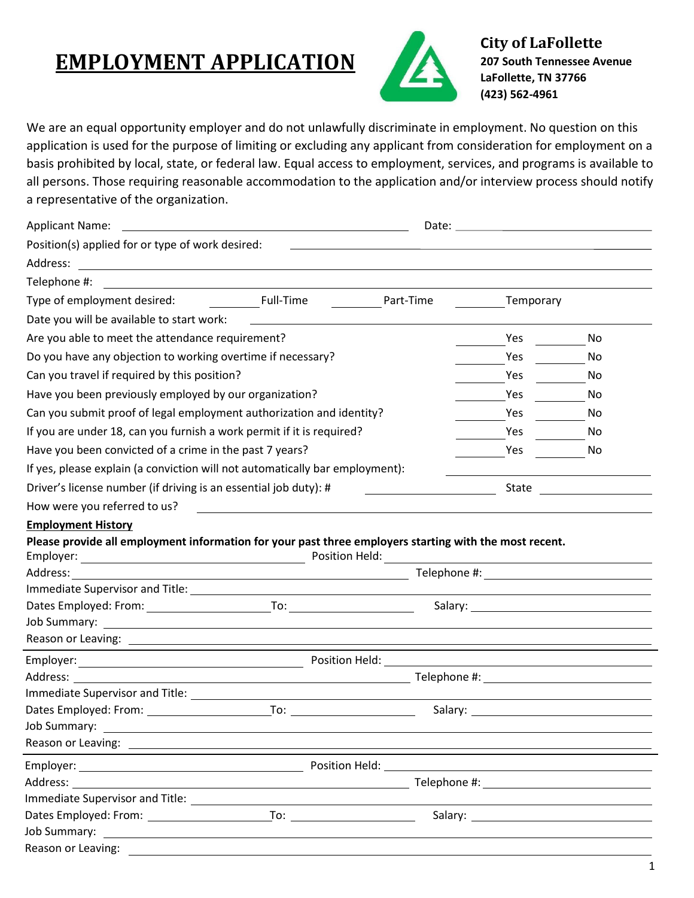# EMPLOYMENT APPLICATION

**City of LaFollette**
**207 South Tennessee Avenue**
**LaFollette, TN 37766**
**(423) 562-4961**

We are an equal opportunity employer and do not unlawfully discriminate in employment. No question on this application is used for the purpose of limiting or excluding any applicant from consideration for employment on a basis prohibited by local, state, or federal law. Equal access to employment, services, and programs is available to all persons. Those requiring reasonable accommodation to the application and/or interview process should notify a representative of the organization.

Applicant Name: ______________________ Date: ______________________

Position(s) applied for or type of work desired: ______________________

Address: ______________________

Telephone #: ______________________

Type of employment desired: ______ Full-Time ______ Part-Time ______ Temporary

Date you will be available to start work: ______________________

Are you able to meet the attendance requirement? ______ Yes ______ No

Do you have any objection to working overtime if necessary? ______ Yes ______ No

Can you travel if required by this position? ______ Yes ______ No

Have you been previously employed by our organization? ______ Yes ______ No

Can you submit proof of legal employment authorization and identity? ______ Yes ______ No

If you are under 18, can you furnish a work permit if it is required? ______ Yes ______ No

Have you been convicted of a crime in the past 7 years? ______ Yes ______ No

If yes, please explain (a conviction will not automatically bar employment): ______________________

Driver's license number (if driving is an essential job duty): # ______________ State ______________

How were you referred to us? ______________________

**Employment History**

**Please provide all employment information for your past three employers starting with the most recent.**

Employer: ______________________ Position Held: ______________________

Address: ______________________ Telephone #: ______________________

Immediate Supervisor and Title: ______________________

Dates Employed: From: ______________ To: ______________ Salary: ______________

Job Summary: ______________________

Reason or Leaving: ______________________

---

Employer: ______________________ Position Held: ______________________

Address: ______________________ Telephone #: ______________________

Immediate Supervisor and Title: ______________________

Dates Employed: From: ______________ To: ______________ Salary: ______________

Job Summary: ______________________

Reason or Leaving: ______________________

---

Employer: ______________________ Position Held: ______________________

Address: ______________________ Telephone #: ______________________

Immediate Supervisor and Title: ______________________

Dates Employed: From: ______________ To: ______________ Salary: ______________

Job Summary: ______________________

Reason or Leaving: ______________________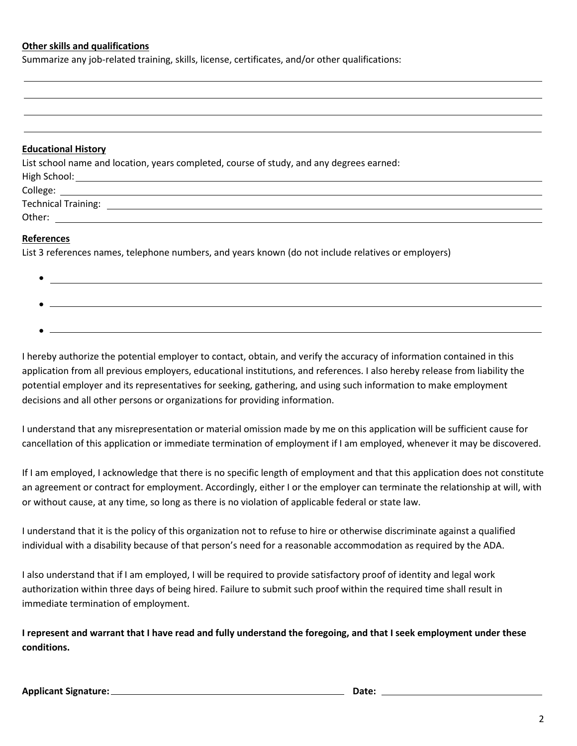**Other skills and qualifications**

Summarize any job-related training, skills, license, certificates, and/or other qualifications:

\_\_\_\_\_\_\_\_\_\_\_\_\_\_\_\_\_\_\_\_\_\_\_\_\_\_\_\_\_\_\_\_\_\_\_\_\_\_\_\_\_\_\_\_\_\_\_\_\_\_\_\_\_\_\_\_\_\_\_\_

\_\_\_\_\_\_\_\_\_\_\_\_\_\_\_\_\_\_\_\_\_\_\_\_\_\_\_\_\_\_\_\_\_\_\_\_\_\_\_\_\_\_\_\_\_\_\_\_\_\_\_\_\_\_\_\_\_\_\_\_

\_\_\_\_\_\_\_\_\_\_\_\_\_\_\_\_\_\_\_\_\_\_\_\_\_\_\_\_\_\_\_\_\_\_\_\_\_\_\_\_\_\_\_\_\_\_\_\_\_\_\_\_\_\_\_\_\_\_\_\_

\_\_\_\_\_\_\_\_\_\_\_\_\_\_\_\_\_\_\_\_\_\_\_\_\_\_\_\_\_\_\_\_\_\_\_\_\_\_\_\_\_\_\_\_\_\_\_\_\_\_\_\_\_\_\_\_\_\_\_\_

**Educational History**

List school name and location, years completed, course of study, and any degrees earned:

High School: \_\_\_\_\_\_\_\_\_\_\_\_\_\_\_\_\_\_\_\_\_\_\_\_\_\_\_\_\_\_\_\_\_\_\_\_\_\_\_\_\_\_\_\_\_\_\_\_

College: \_\_\_\_\_\_\_\_\_\_\_\_\_\_\_\_\_\_\_\_\_\_\_\_\_\_\_\_\_\_\_\_\_\_\_\_\_\_\_\_\_\_\_\_\_\_\_\_\_\_\_\_

Technical Training: \_\_\_\_\_\_\_\_\_\_\_\_\_\_\_\_\_\_\_\_\_\_\_\_\_\_\_\_\_\_\_\_\_\_\_\_\_\_\_\_\_\_\_

Other: \_\_\_\_\_\_\_\_\_\_\_\_\_\_\_\_\_\_\_\_\_\_\_\_\_\_\_\_\_\_\_\_\_\_\_\_\_\_\_\_\_\_\_\_\_\_\_\_\_\_\_\_\_\_

**References**

List 3 references names, telephone numbers, and years known (do not include relatives or employers)

- \_\_\_\_\_\_\_\_\_\_\_\_\_\_\_\_\_\_\_\_\_\_\_\_\_\_\_\_\_\_\_\_\_\_\_\_\_\_\_\_\_\_\_\_\_\_\_\_\_\_\_\_\_\_\_\_
- \_\_\_\_\_\_\_\_\_\_\_\_\_\_\_\_\_\_\_\_\_\_\_\_\_\_\_\_\_\_\_\_\_\_\_\_\_\_\_\_\_\_\_\_\_\_\_\_\_\_\_\_\_\_\_\_
- \_\_\_\_\_\_\_\_\_\_\_\_\_\_\_\_\_\_\_\_\_\_\_\_\_\_\_\_\_\_\_\_\_\_\_\_\_\_\_\_\_\_\_\_\_\_\_\_\_\_\_\_\_\_\_\_

I hereby authorize the potential employer to contact, obtain, and verify the accuracy of information contained in this application from all previous employers, educational institutions, and references. I also hereby release from liability the potential employer and its representatives for seeking, gathering, and using such information to make employment decisions and all other persons or organizations for providing information.

I understand that any misrepresentation or material omission made by me on this application will be sufficient cause for cancellation of this application or immediate termination of employment if I am employed, whenever it may be discovered.

If I am employed, I acknowledge that there is no specific length of employment and that this application does not constitute an agreement or contract for employment. Accordingly, either I or the employer can terminate the relationship at will, with or without cause, at any time, so long as there is no violation of applicable federal or state law.

I understand that it is the policy of this organization not to refuse to hire or otherwise discriminate against a qualified individual with a disability because of that person's need for a reasonable accommodation as required by the ADA.

I also understand that if I am employed, I will be required to provide satisfactory proof of identity and legal work authorization within three days of being hired. Failure to submit such proof within the required time shall result in immediate termination of employment.

**I represent and warrant that I have read and fully understand the foregoing, and that I seek employment under these conditions.**

**Applicant Signature:** \_\_\_\_\_\_\_\_\_\_\_\_\_\_\_\_\_\_\_\_\_\_\_\_\_\_\_\_\_\_\_\_\_\_ **Date:** \_\_\_\_\_\_\_\_\_\_\_\_\_\_\_\_\_\_\_\_\_\_